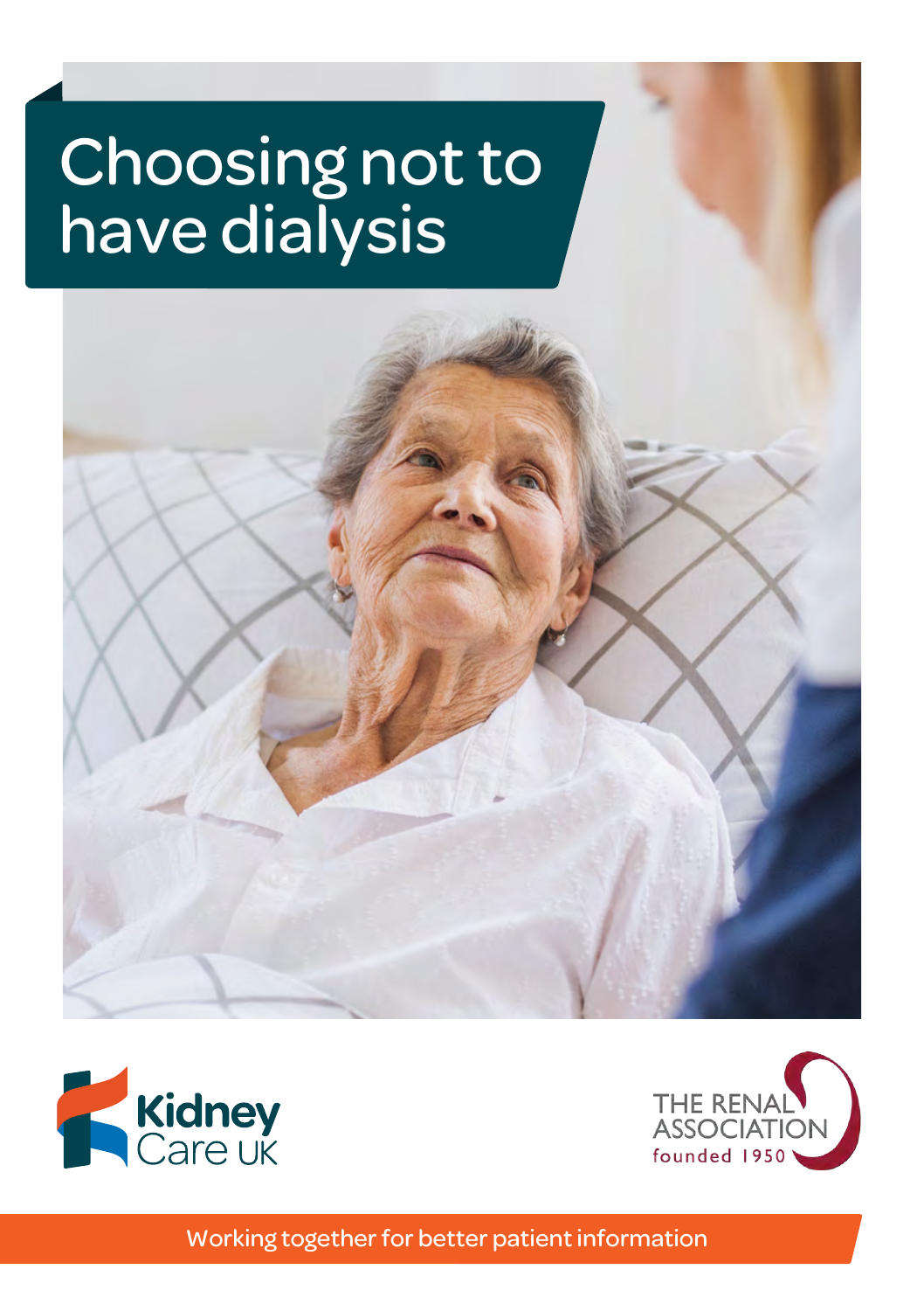# Choosing not to have dialysis

Kidney Care UK

THE RENAL ASSOCIATION
founded 1950

Working together for better patient information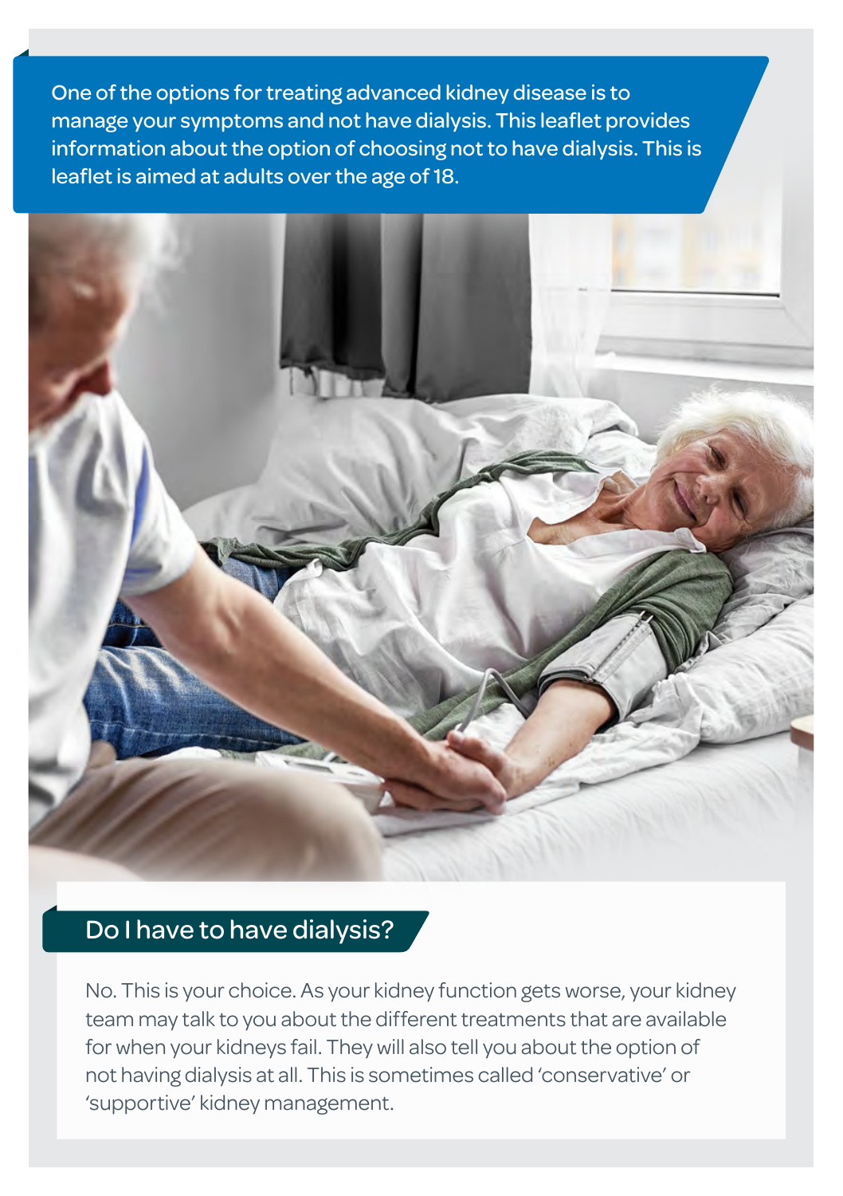One of the options for treating advanced kidney disease is to manage your symptoms and not have dialysis. This leaflet provides information about the option of choosing not to have dialysis. This is leaflet is aimed at adults over the age of 18.

## Do I have to have dialysis?

No. This is your choice. As your kidney function gets worse, your kidney team may talk to you about the different treatments that are available for when your kidneys fail. They will also tell you about the option of not having dialysis at all. This is sometimes called 'conservative' or 'supportive' kidney management.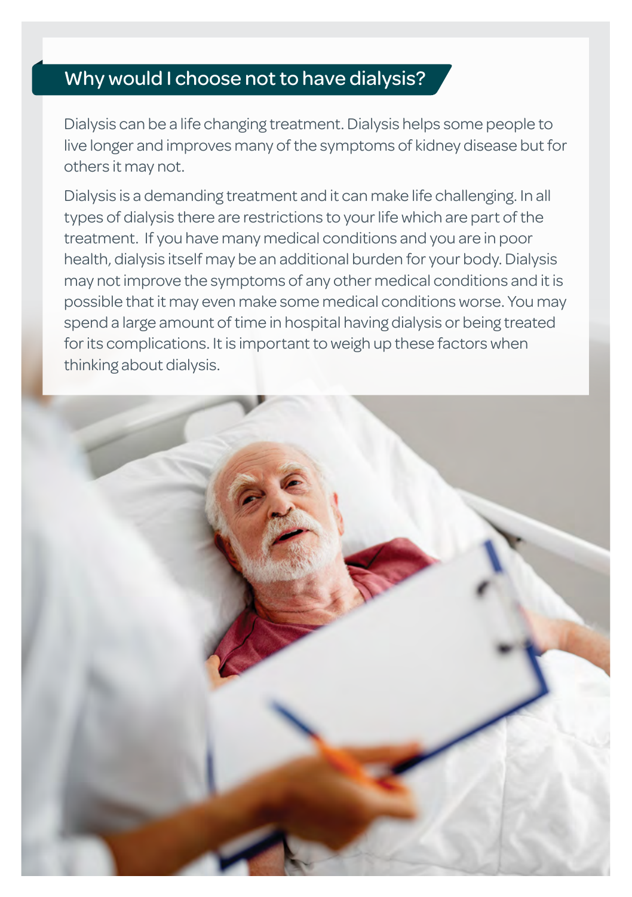## Why would I choose not to have dialysis?

Dialysis can be a life changing treatment. Dialysis helps some people to live longer and improves many of the symptoms of kidney disease but for others it may not.

Dialysis is a demanding treatment and it can make life challenging. In all types of dialysis there are restrictions to your life which are part of the treatment. If you have many medical conditions and you are in poor health, dialysis itself may be an additional burden for your body. Dialysis may not improve the symptoms of any other medical conditions and it is possible that it may even make some medical conditions worse. You may spend a large amount of time in hospital having dialysis or being treated for its complications. It is important to weigh up these factors when thinking about dialysis.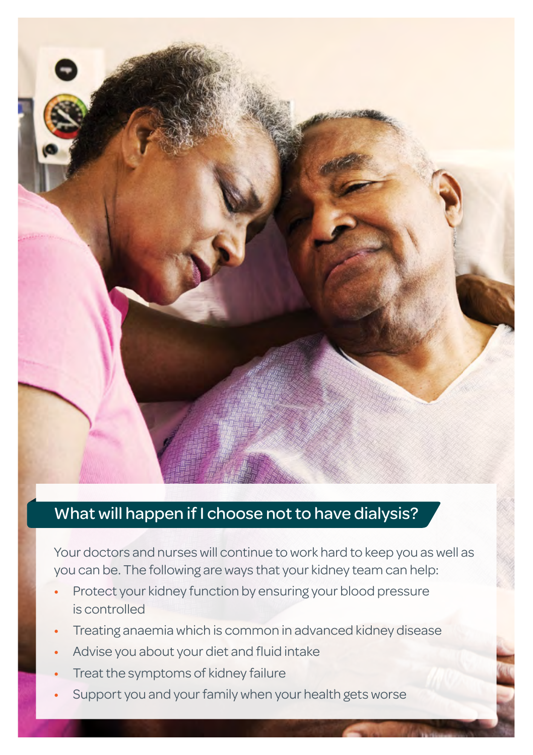## What will happen if I choose not to have dialysis?

Your doctors and nurses will continue to work hard to keep you as well as you can be. The following are ways that your kidney team can help:

- Protect your kidney function by ensuring your blood pressure is controlled
- Treating anaemia which is common in advanced kidney disease
- Advise you about your diet and fluid intake
- Treat the symptoms of kidney failure
- Support you and your family when your health gets worse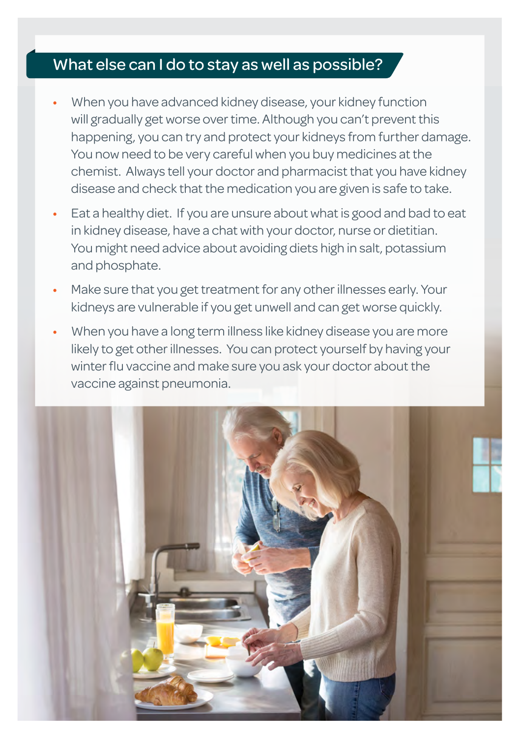## What else can I do to stay as well as possible?

- When you have advanced kidney disease, your kidney function will gradually get worse over time. Although you can't prevent this happening, you can try and protect your kidneys from further damage. You now need to be very careful when you buy medicines at the chemist. Always tell your doctor and pharmacist that you have kidney disease and check that the medication you are given is safe to take.
- Eat a healthy diet. If you are unsure about what is good and bad to eat in kidney disease, have a chat with your doctor, nurse or dietitian. You might need advice about avoiding diets high in salt, potassium and phosphate.
- Make sure that you get treatment for any other illnesses early. Your kidneys are vulnerable if you get unwell and can get worse quickly.
- When you have a long term illness like kidney disease you are more likely to get other illnesses. You can protect yourself by having your winter flu vaccine and make sure you ask your doctor about the vaccine against pneumonia.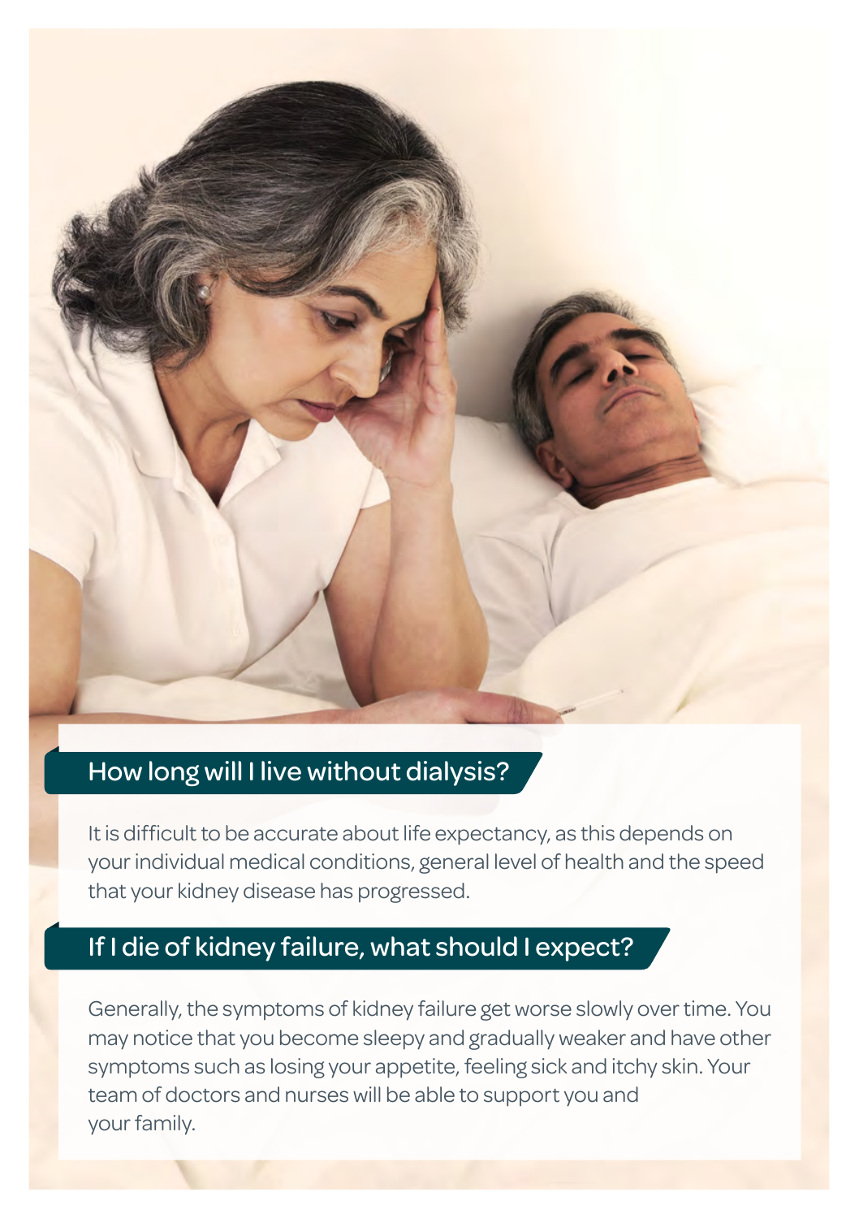## How long will I live without dialysis?

It is difficult to be accurate about life expectancy, as this depends on your individual medical conditions, general level of health and the speed that your kidney disease has progressed.

## If I die of kidney failure, what should I expect?

Generally, the symptoms of kidney failure get worse slowly over time. You may notice that you become sleepy and gradually weaker and have other symptoms such as losing your appetite, feeling sick and itchy skin. Your team of doctors and nurses will be able to support you and your family.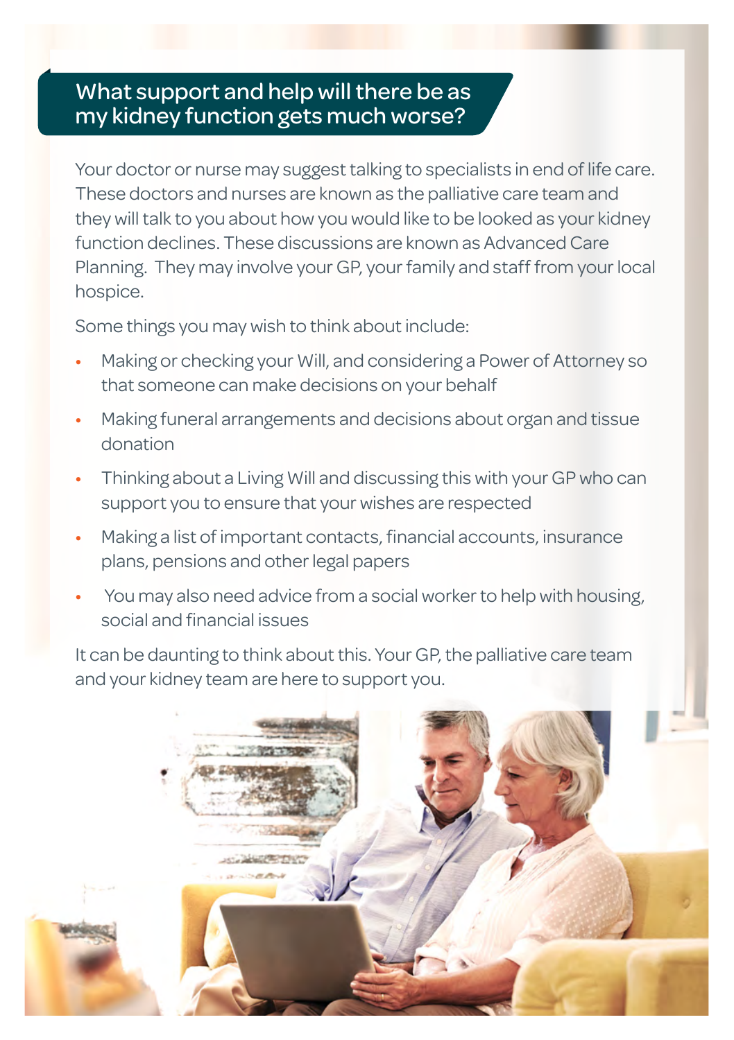## What support and help will there be as my kidney function gets much worse?

Your doctor or nurse may suggest talking to specialists in end of life care. These doctors and nurses are known as the palliative care team and they will talk to you about how you would like to be looked as your kidney function declines. These discussions are known as Advanced Care Planning. They may involve your GP, your family and staff from your local hospice.

Some things you may wish to think about include:

- Making or checking your Will, and considering a Power of Attorney so that someone can make decisions on your behalf
- Making funeral arrangements and decisions about organ and tissue donation
- Thinking about a Living Will and discussing this with your GP who can support you to ensure that your wishes are respected
- Making a list of important contacts, financial accounts, insurance plans, pensions and other legal papers
- You may also need advice from a social worker to help with housing, social and financial issues

It can be daunting to think about this. Your GP, the palliative care team and your kidney team are here to support you.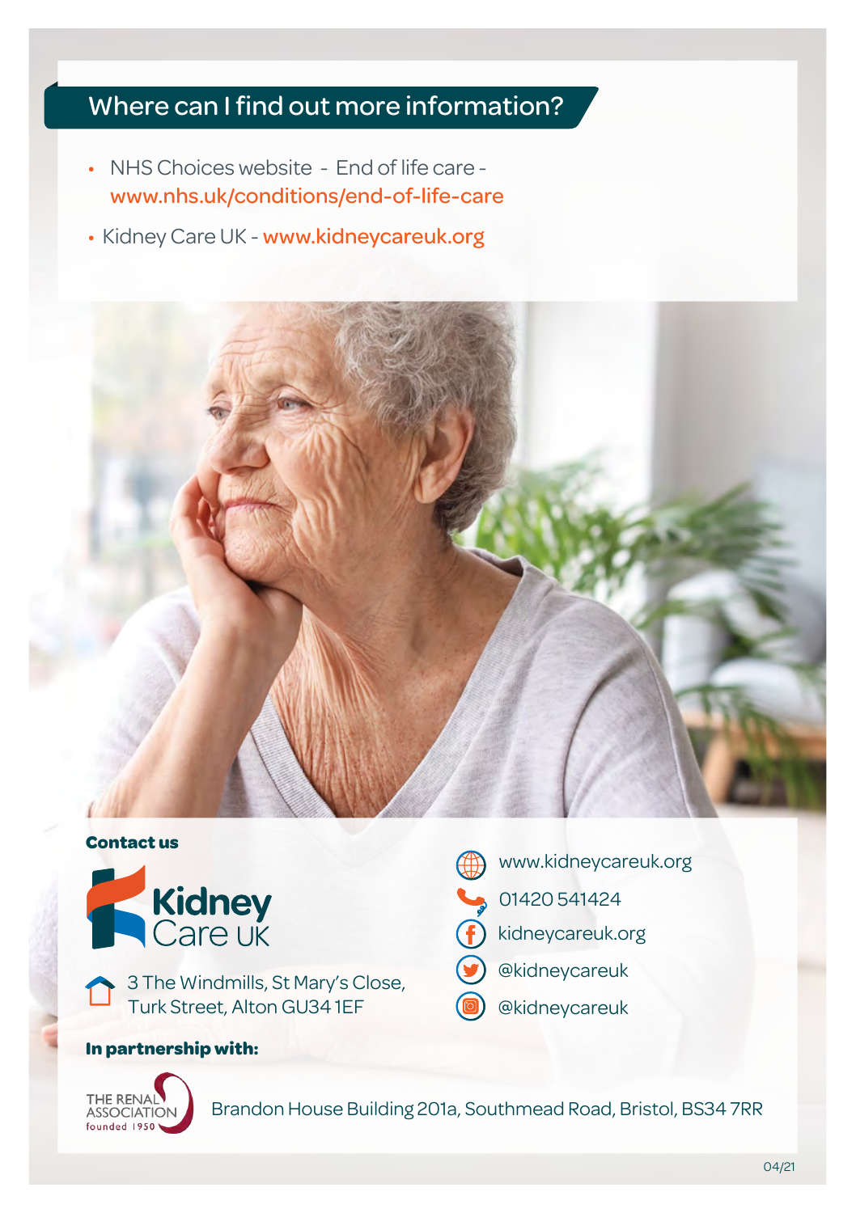## Where can I find out more information?

- NHS Choices website - End of life care - www.nhs.uk/conditions/end-of-life-care
- Kidney Care UK - www.kidneycareuk.org

**Contact us**

Kidney Care UK

3 The Windmills, St Mary's Close, Turk Street, Alton GU34 1EF

www.kidneycareuk.org

01420 541424

kidneycareuk.org

@kidneycareuk

@kidneycareuk

**In partnership with:**

THE RENAL ASSOCIATION founded 1950

Brandon House Building 201a, Southmead Road, Bristol, BS34 7RR

04/21